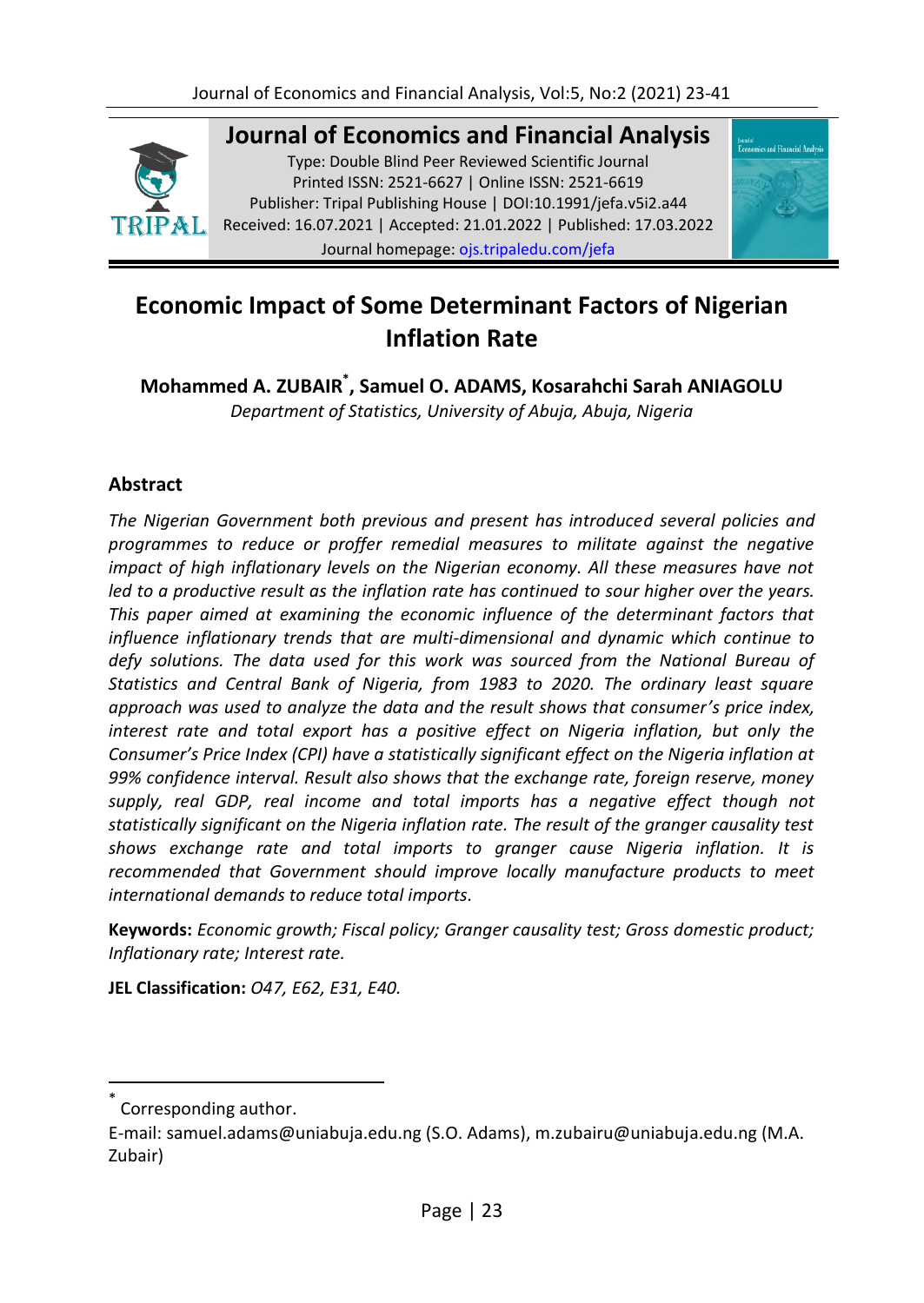# Journal of Economics and Financial Analysis

Type: Double Blind Peer Reviewed Scientific Journal
Printed ISSN: 2521-6627 | Online ISSN: 2521-6619
Publisher: Tripal Publishing House | DOI:10.1991/jefa.v5i2.a44
Received: 16.07.2021 | Accepted: 21.01.2022 | Published: 17.03.2022
Journal homepage: ojs.tripaledu.com/jefa

# Economic Impact of Some Determinant Factors of Nigerian Inflation Rate

**Mohammed A. ZUBAIR[*], Samuel O. ADAMS, Kosarahchi Sarah ANIAGOLU**
*Department of Statistics, University of Abuja, Abuja, Nigeria*

## Abstract

*The Nigerian Government both previous and present has introduced several policies and programmes to reduce or proffer remedial measures to militate against the negative impact of high inflationary levels on the Nigerian economy. All these measures have not led to a productive result as the inflation rate has continued to sour higher over the years. This paper aimed at examining the economic influence of the determinant factors that influence inflationary trends that are multi-dimensional and dynamic which continue to defy solutions. The data used for this work was sourced from the National Bureau of Statistics and Central Bank of Nigeria, from 1983 to 2020. The ordinary least square approach was used to analyze the data and the result shows that consumer's price index, interest rate and total export has a positive effect on Nigeria inflation, but only the Consumer's Price Index (CPI) have a statistically significant effect on the Nigeria inflation at 99% confidence interval. Result also shows that the exchange rate, foreign reserve, money supply, real GDP, real income and total imports has a negative effect though not statistically significant on the Nigeria inflation rate. The result of the granger causality test shows exchange rate and total imports to granger cause Nigeria inflation. It is recommended that Government should improve locally manufacture products to meet international demands to reduce total imports.*

**Keywords:** *Economic growth; Fiscal policy; Granger causality test; Gross domestic product; Inflationary rate; Interest rate.*

**JEL Classification:** *O47, E62, E31, E40.*

---

[*] Corresponding author.

E-mail: samuel.adams@uniabuja.edu.ng (S.O. Adams), m.zubairu@uniabuja.edu.ng (M.A. Zubair)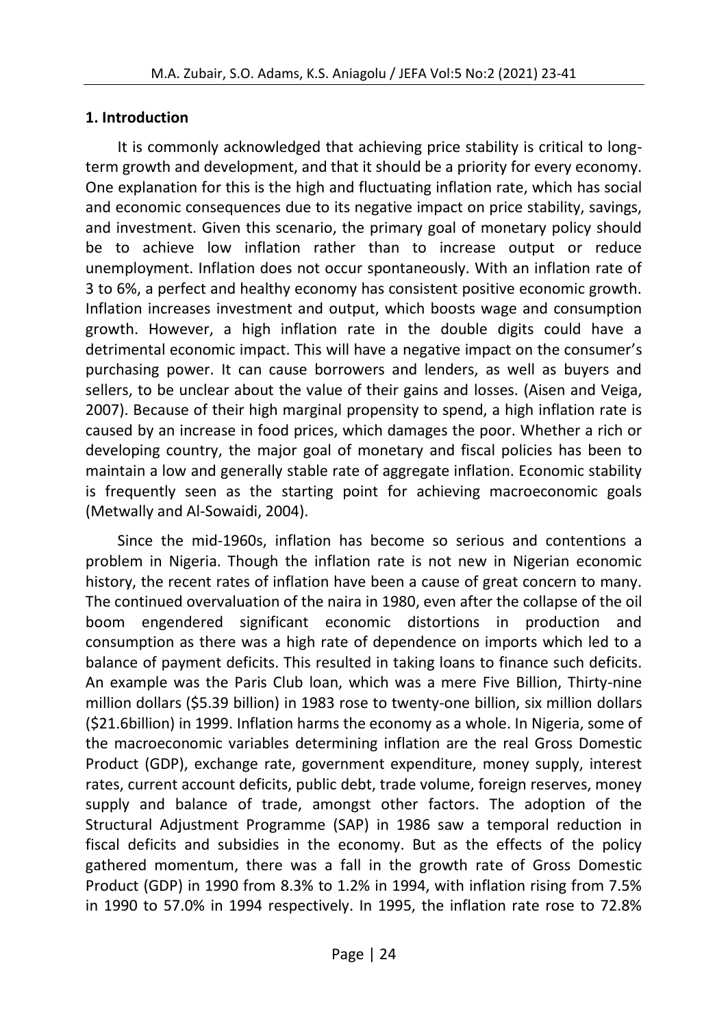## 1. Introduction

It is commonly acknowledged that achieving price stability is critical to long-term growth and development, and that it should be a priority for every economy. One explanation for this is the high and fluctuating inflation rate, which has social and economic consequences due to its negative impact on price stability, savings, and investment. Given this scenario, the primary goal of monetary policy should be to achieve low inflation rather than to increase output or reduce unemployment. Inflation does not occur spontaneously. With an inflation rate of 3 to 6%, a perfect and healthy economy has consistent positive economic growth. Inflation increases investment and output, which boosts wage and consumption growth. However, a high inflation rate in the double digits could have a detrimental economic impact. This will have a negative impact on the consumer's purchasing power. It can cause borrowers and lenders, as well as buyers and sellers, to be unclear about the value of their gains and losses. (Aisen and Veiga, 2007). Because of their high marginal propensity to spend, a high inflation rate is caused by an increase in food prices, which damages the poor. Whether a rich or developing country, the major goal of monetary and fiscal policies has been to maintain a low and generally stable rate of aggregate inflation. Economic stability is frequently seen as the starting point for achieving macroeconomic goals (Metwally and Al-Sowaidi, 2004).

Since the mid-1960s, inflation has become so serious and contentions a problem in Nigeria. Though the inflation rate is not new in Nigerian economic history, the recent rates of inflation have been a cause of great concern to many. The continued overvaluation of the naira in 1980, even after the collapse of the oil boom engendered significant economic distortions in production and consumption as there was a high rate of dependence on imports which led to a balance of payment deficits. This resulted in taking loans to finance such deficits. An example was the Paris Club loan, which was a mere Five Billion, Thirty-nine million dollars ($5.39 billion) in 1983 rose to twenty-one billion, six million dollars ($21.6billion) in 1999. Inflation harms the economy as a whole. In Nigeria, some of the macroeconomic variables determining inflation are the real Gross Domestic Product (GDP), exchange rate, government expenditure, money supply, interest rates, current account deficits, public debt, trade volume, foreign reserves, money supply and balance of trade, amongst other factors. The adoption of the Structural Adjustment Programme (SAP) in 1986 saw a temporal reduction in fiscal deficits and subsidies in the economy. But as the effects of the policy gathered momentum, there was a fall in the growth rate of Gross Domestic Product (GDP) in 1990 from 8.3% to 1.2% in 1994, with inflation rising from 7.5% in 1990 to 57.0% in 1994 respectively. In 1995, the inflation rate rose to 72.8%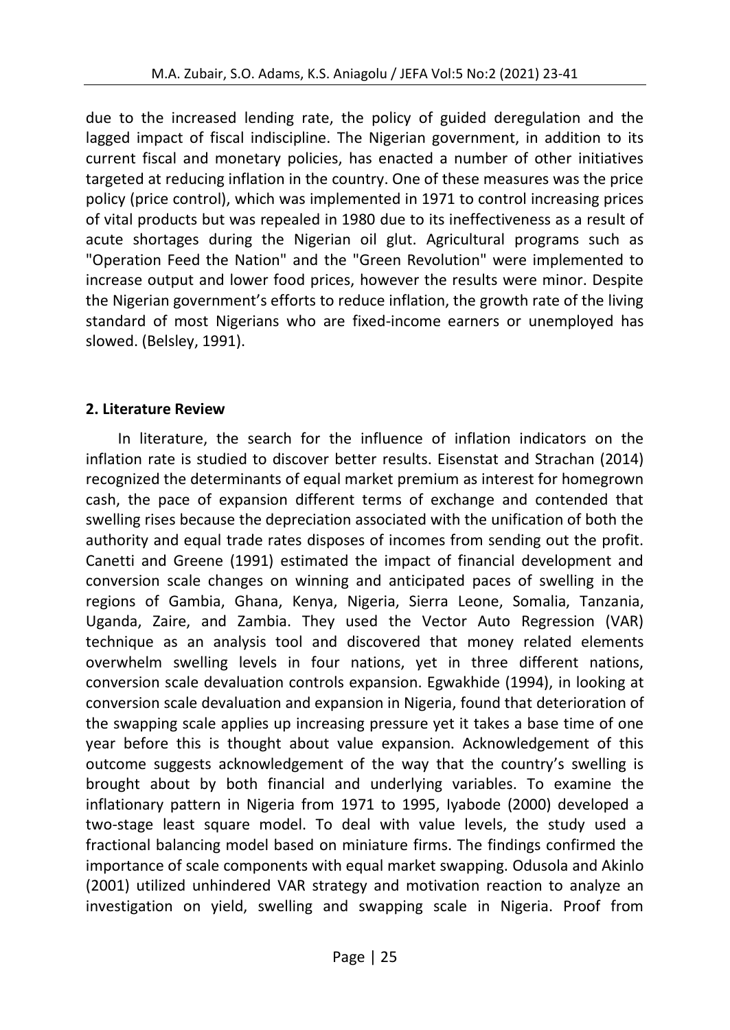due to the increased lending rate, the policy of guided deregulation and the lagged impact of fiscal indiscipline. The Nigerian government, in addition to its current fiscal and monetary policies, has enacted a number of other initiatives targeted at reducing inflation in the country. One of these measures was the price policy (price control), which was implemented in 1971 to control increasing prices of vital products but was repealed in 1980 due to its ineffectiveness as a result of acute shortages during the Nigerian oil glut. Agricultural programs such as "Operation Feed the Nation" and the "Green Revolution" were implemented to increase output and lower food prices, however the results were minor. Despite the Nigerian government's efforts to reduce inflation, the growth rate of the living standard of most Nigerians who are fixed-income earners or unemployed has slowed. (Belsley, 1991).

## 2. Literature Review

In literature, the search for the influence of inflation indicators on the inflation rate is studied to discover better results. Eisenstat and Strachan (2014) recognized the determinants of equal market premium as interest for homegrown cash, the pace of expansion different terms of exchange and contended that swelling rises because the depreciation associated with the unification of both the authority and equal trade rates disposes of incomes from sending out the profit. Canetti and Greene (1991) estimated the impact of financial development and conversion scale changes on winning and anticipated paces of swelling in the regions of Gambia, Ghana, Kenya, Nigeria, Sierra Leone, Somalia, Tanzania, Uganda, Zaire, and Zambia. They used the Vector Auto Regression (VAR) technique as an analysis tool and discovered that money related elements overwhelm swelling levels in four nations, yet in three different nations, conversion scale devaluation controls expansion. Egwakhide (1994), in looking at conversion scale devaluation and expansion in Nigeria, found that deterioration of the swapping scale applies up increasing pressure yet it takes a base time of one year before this is thought about value expansion. Acknowledgement of this outcome suggests acknowledgement of the way that the country's swelling is brought about by both financial and underlying variables. To examine the inflationary pattern in Nigeria from 1971 to 1995, Iyabode (2000) developed a two-stage least square model. To deal with value levels, the study used a fractional balancing model based on miniature firms. The findings confirmed the importance of scale components with equal market swapping. Odusola and Akinlo (2001) utilized unhindered VAR strategy and motivation reaction to analyze an investigation on yield, swelling and swapping scale in Nigeria. Proof from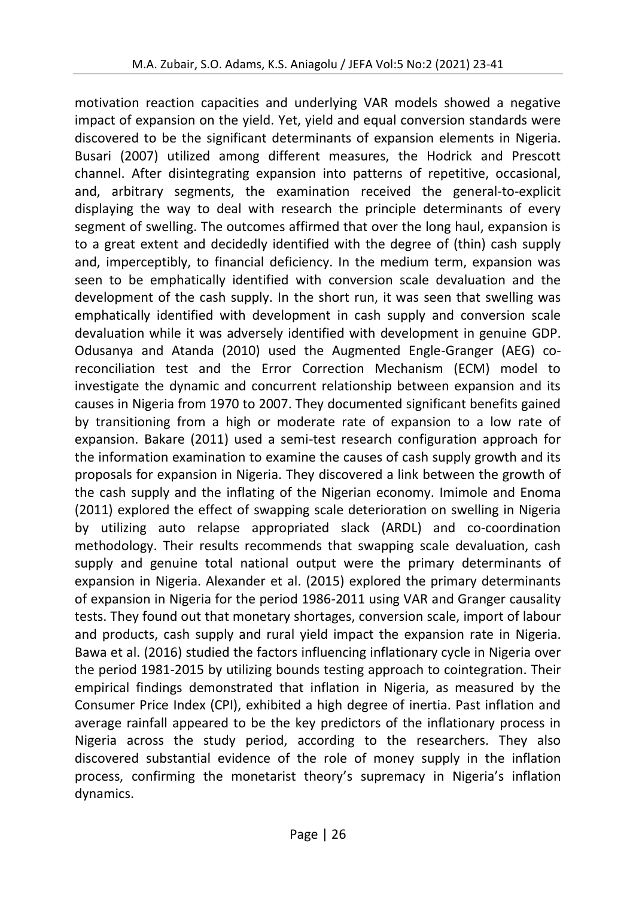motivation reaction capacities and underlying VAR models showed a negative impact of expansion on the yield. Yet, yield and equal conversion standards were discovered to be the significant determinants of expansion elements in Nigeria. Busari (2007) utilized among different measures, the Hodrick and Prescott channel. After disintegrating expansion into patterns of repetitive, occasional, and, arbitrary segments, the examination received the general-to-explicit displaying the way to deal with research the principle determinants of every segment of swelling. The outcomes affirmed that over the long haul, expansion is to a great extent and decidedly identified with the degree of (thin) cash supply and, imperceptibly, to financial deficiency. In the medium term, expansion was seen to be emphatically identified with conversion scale devaluation and the development of the cash supply. In the short run, it was seen that swelling was emphatically identified with development in cash supply and conversion scale devaluation while it was adversely identified with development in genuine GDP. Odusanya and Atanda (2010) used the Augmented Engle-Granger (AEG) co-reconciliation test and the Error Correction Mechanism (ECM) model to investigate the dynamic and concurrent relationship between expansion and its causes in Nigeria from 1970 to 2007. They documented significant benefits gained by transitioning from a high or moderate rate of expansion to a low rate of expansion. Bakare (2011) used a semi-test research configuration approach for the information examination to examine the causes of cash supply growth and its proposals for expansion in Nigeria. They discovered a link between the growth of the cash supply and the inflating of the Nigerian economy. Imimole and Enoma (2011) explored the effect of swapping scale deterioration on swelling in Nigeria by utilizing auto relapse appropriated slack (ARDL) and co-coordination methodology. Their results recommends that swapping scale devaluation, cash supply and genuine total national output were the primary determinants of expansion in Nigeria. Alexander et al. (2015) explored the primary determinants of expansion in Nigeria for the period 1986-2011 using VAR and Granger causality tests. They found out that monetary shortages, conversion scale, import of labour and products, cash supply and rural yield impact the expansion rate in Nigeria. Bawa et al. (2016) studied the factors influencing inflationary cycle in Nigeria over the period 1981-2015 by utilizing bounds testing approach to cointegration. Their empirical findings demonstrated that inflation in Nigeria, as measured by the Consumer Price Index (CPI), exhibited a high degree of inertia. Past inflation and average rainfall appeared to be the key predictors of the inflationary process in Nigeria across the study period, according to the researchers. They also discovered substantial evidence of the role of money supply in the inflation process, confirming the monetarist theory's supremacy in Nigeria's inflation dynamics.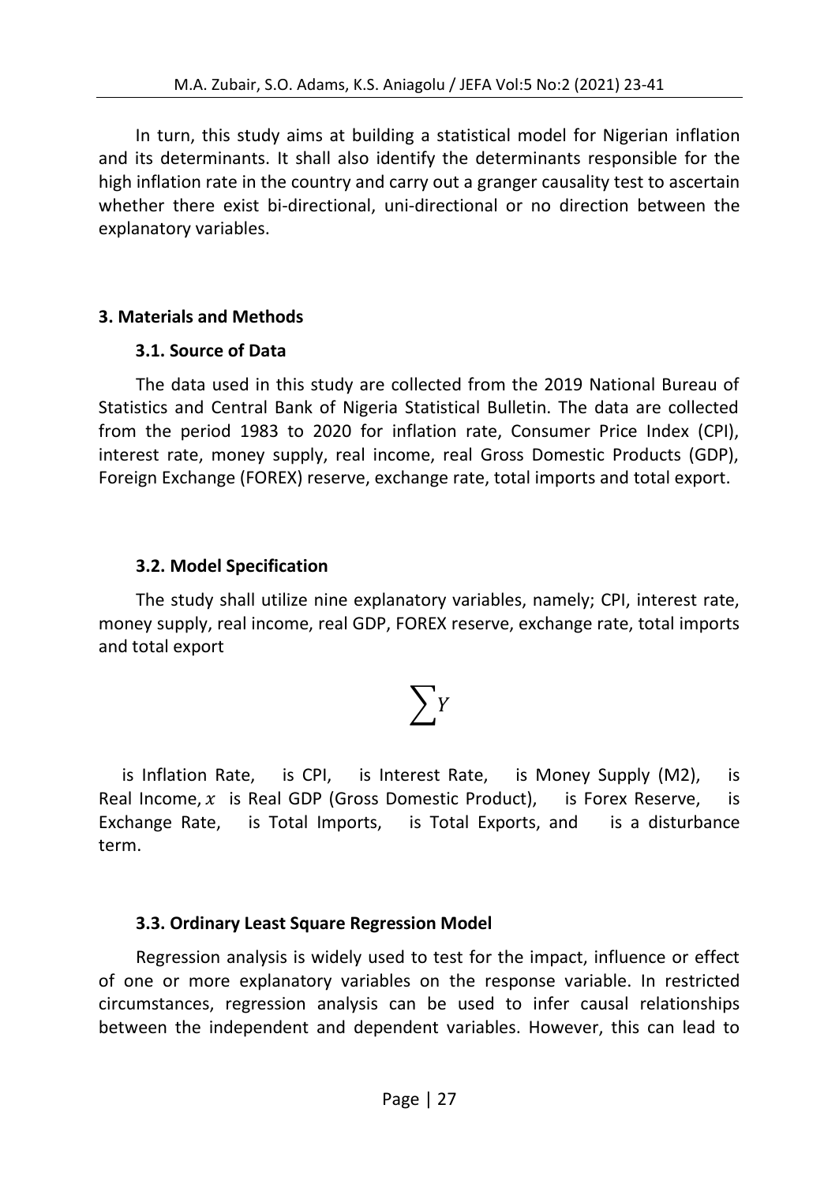In turn, this study aims at building a statistical model for Nigerian inflation and its determinants. It shall also identify the determinants responsible for the high inflation rate in the country and carry out a granger causality test to ascertain whether there exist bi-directional, uni-directional or no direction between the explanatory variables.

## 3. Materials and Methods

### 3.1. Source of Data

The data used in this study are collected from the 2019 National Bureau of Statistics and Central Bank of Nigeria Statistical Bulletin. The data are collected from the period 1983 to 2020 for inflation rate, Consumer Price Index (CPI), interest rate, money supply, real income, real Gross Domestic Products (GDP), Foreign Exchange (FOREX) reserve, exchange rate, total imports and total export.

### 3.2. Model Specification

The study shall utilize nine explanatory variables, namely; CPI, interest rate, money supply, real income, real GDP, FOREX reserve, exchange rate, total imports and total export

$$\sum Y$$

is Inflation Rate, is CPI, is Interest Rate, is Money Supply (M2), is Real Income, $x$ is Real GDP (Gross Domestic Product), is Forex Reserve, is Exchange Rate, is Total Imports, is Total Exports, and is a disturbance term.

### 3.3. Ordinary Least Square Regression Model

Regression analysis is widely used to test for the impact, influence or effect of one or more explanatory variables on the response variable. In restricted circumstances, regression analysis can be used to infer causal relationships between the independent and dependent variables. However, this can lead to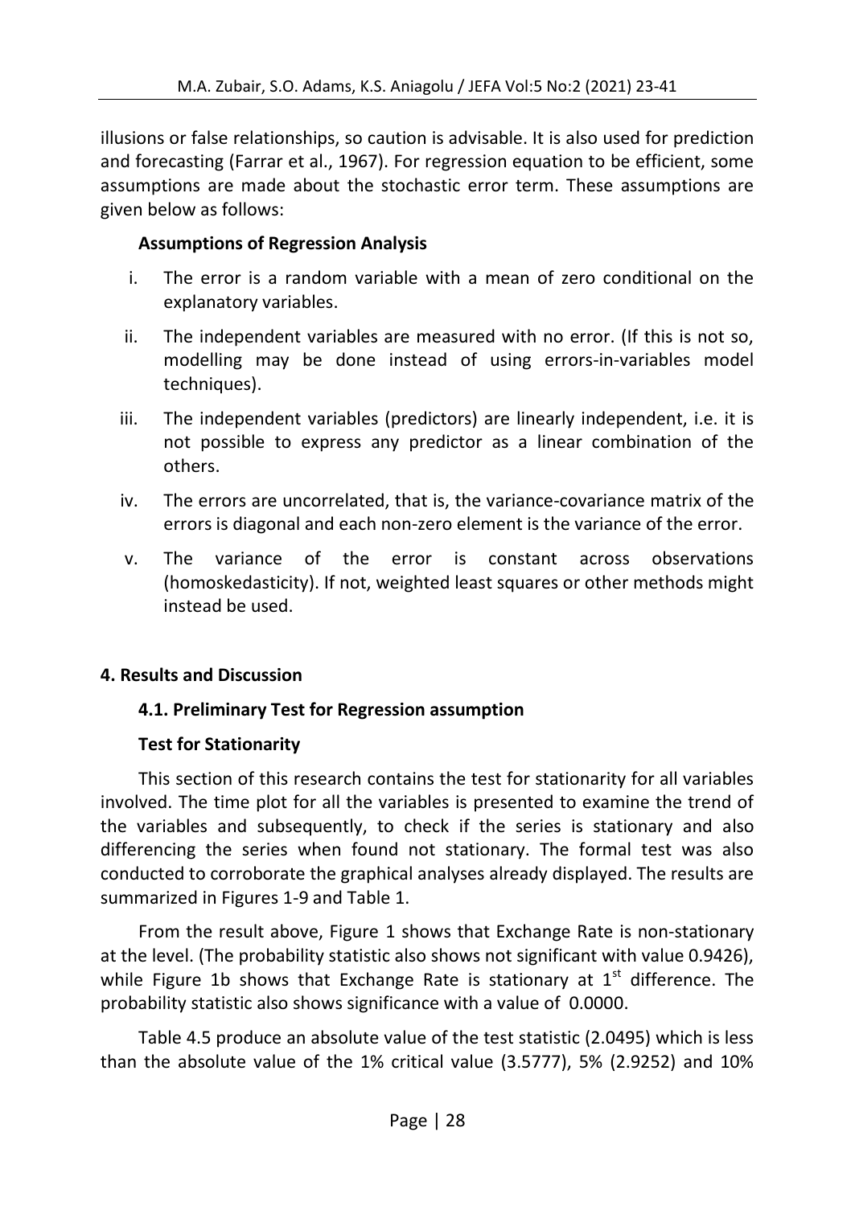illusions or false relationships, so caution is advisable. It is also used for prediction and forecasting (Farrar et al., 1967). For regression equation to be efficient, some assumptions are made about the stochastic error term. These assumptions are given below as follows:

**Assumptions of Regression Analysis**

i. The error is a random variable with a mean of zero conditional on the explanatory variables.
ii. The independent variables are measured with no error. (If this is not so, modelling may be done instead of using errors-in-variables model techniques).
iii. The independent variables (predictors) are linearly independent, i.e. it is not possible to express any predictor as a linear combination of the others.
iv. The errors are uncorrelated, that is, the variance-covariance matrix of the errors is diagonal and each non-zero element is the variance of the error.
v. The variance of the error is constant across observations (homoskedasticity). If not, weighted least squares or other methods might instead be used.

## 4. Results and Discussion

### 4.1. Preliminary Test for Regression assumption

**Test for Stationarity**

This section of this research contains the test for stationarity for all variables involved. The time plot for all the variables is presented to examine the trend of the variables and subsequently, to check if the series is stationary and also differencing the series when found not stationary. The formal test was also conducted to corroborate the graphical analyses already displayed. The results are summarized in Figures 1-9 and Table 1.

From the result above, Figure 1 shows that Exchange Rate is non-stationary at the level. (The probability statistic also shows not significant with value 0.9426), while Figure 1b shows that Exchange Rate is stationary at 1st difference. The probability statistic also shows significance with a value of 0.0000.

Table 4.5 produce an absolute value of the test statistic (2.0495) which is less than the absolute value of the 1% critical value (3.5777), 5% (2.9252) and 10%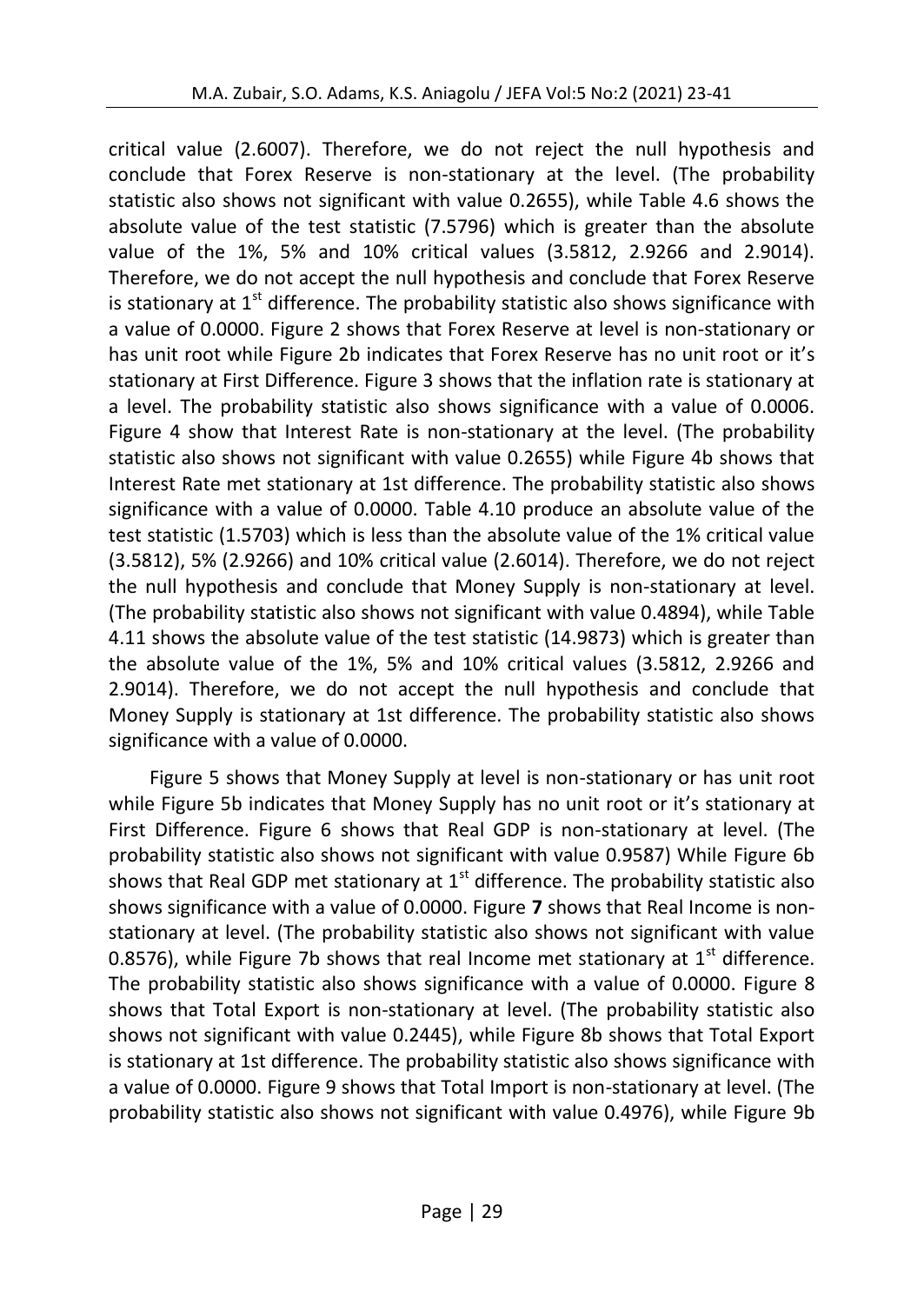critical value (2.6007). Therefore, we do not reject the null hypothesis and conclude that Forex Reserve is non-stationary at the level. (The probability statistic also shows not significant with value 0.2655), while Table 4.6 shows the absolute value of the test statistic (7.5796) which is greater than the absolute value of the 1%, 5% and 10% critical values (3.5812, 2.9266 and 2.9014). Therefore, we do not accept the null hypothesis and conclude that Forex Reserve is stationary at 1st difference. The probability statistic also shows significance with a value of 0.0000. Figure 2 shows that Forex Reserve at level is non-stationary or has unit root while Figure 2b indicates that Forex Reserve has no unit root or it's stationary at First Difference. Figure 3 shows that the inflation rate is stationary at a level. The probability statistic also shows significance with a value of 0.0006. Figure 4 show that Interest Rate is non-stationary at the level. (The probability statistic also shows not significant with value 0.2655) while Figure 4b shows that Interest Rate met stationary at 1st difference. The probability statistic also shows significance with a value of 0.0000. Table 4.10 produce an absolute value of the test statistic (1.5703) which is less than the absolute value of the 1% critical value (3.5812), 5% (2.9266) and 10% critical value (2.6014). Therefore, we do not reject the null hypothesis and conclude that Money Supply is non-stationary at level. (The probability statistic also shows not significant with value 0.4894), while Table 4.11 shows the absolute value of the test statistic (14.9873) which is greater than the absolute value of the 1%, 5% and 10% critical values (3.5812, 2.9266 and 2.9014). Therefore, we do not accept the null hypothesis and conclude that Money Supply is stationary at 1st difference. The probability statistic also shows significance with a value of 0.0000.

Figure 5 shows that Money Supply at level is non-stationary or has unit root while Figure 5b indicates that Money Supply has no unit root or it's stationary at First Difference. Figure 6 shows that Real GDP is non-stationary at level. (The probability statistic also shows not significant with value 0.9587) While Figure 6b shows that Real GDP met stationary at 1st difference. The probability statistic also shows significance with a value of 0.0000. Figure **7** shows that Real Income is non-stationary at level. (The probability statistic also shows not significant with value 0.8576), while Figure 7b shows that real Income met stationary at 1st difference. The probability statistic also shows significance with a value of 0.0000. Figure 8 shows that Total Export is non-stationary at level. (The probability statistic also shows not significant with value 0.2445), while Figure 8b shows that Total Export is stationary at 1st difference. The probability statistic also shows significance with a value of 0.0000. Figure 9 shows that Total Import is non-stationary at level. (The probability statistic also shows not significant with value 0.4976), while Figure 9b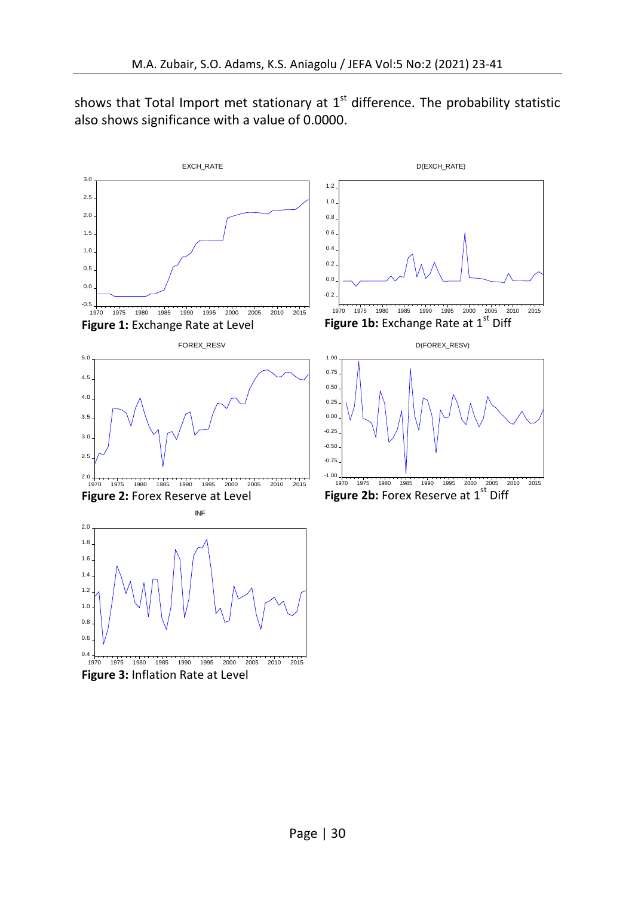shows that Total Import met stationary at 1st difference. The probability statistic also shows significance with a value of 0.0000.

**Figure 1:** Exchange Rate at Level

**Figure 1b:** Exchange Rate at 1st Diff

**Figure 2:** Forex Reserve at Level

**Figure 2b:** Forex Reserve at 1st Diff

**Figure 3:** Inflation Rate at Level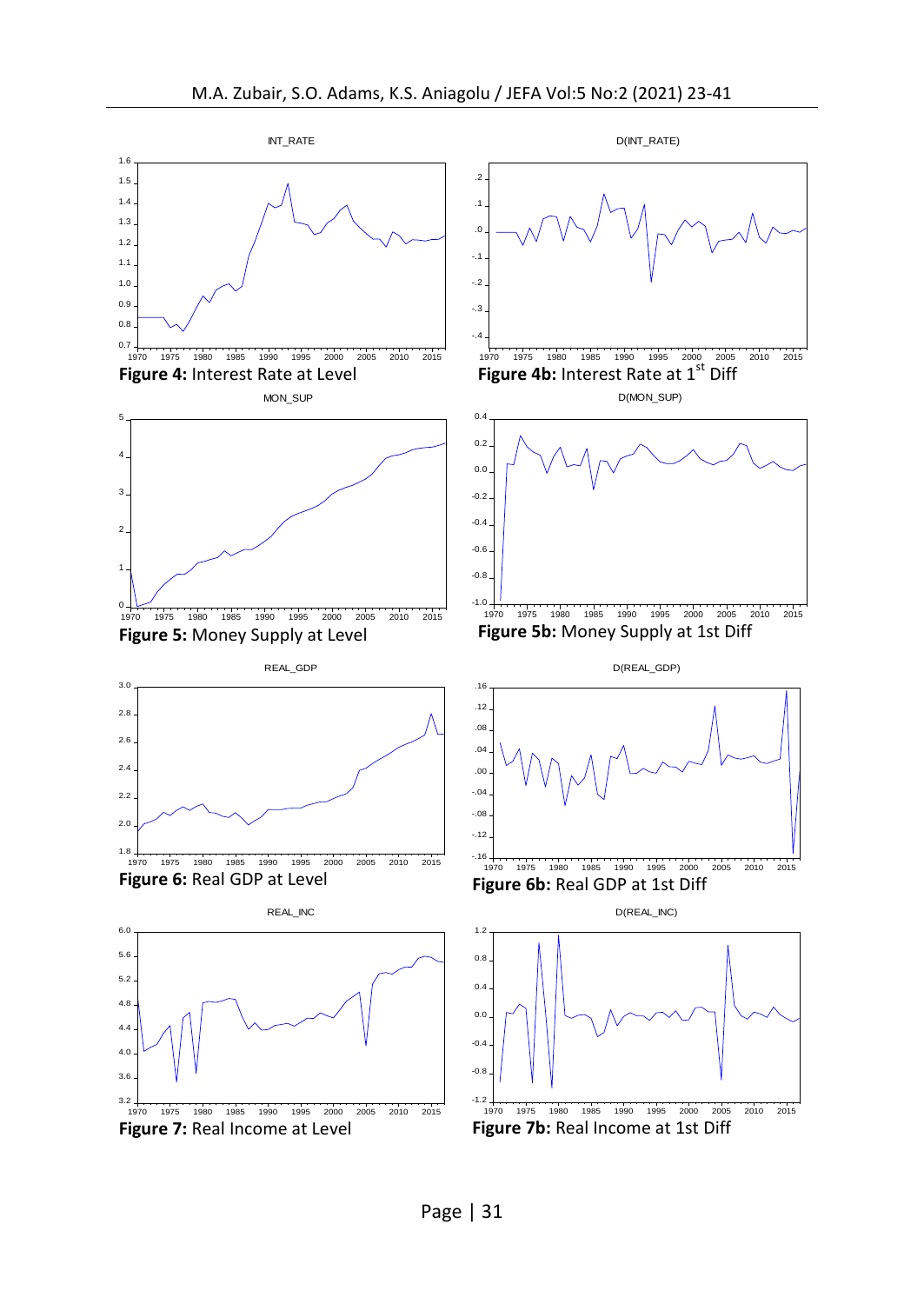**Figure 4:** Interest Rate at Level

**Figure 4b:** Interest Rate at 1[st] Diff

**Figure 5:** Money Supply at Level

**Figure 5b:** Money Supply at 1st Diff

**Figure 6:** Real GDP at Level

**Figure 6b:** Real GDP at 1st Diff

**Figure 7:** Real Income at Level

**Figure 7b:** Real Income at 1st Diff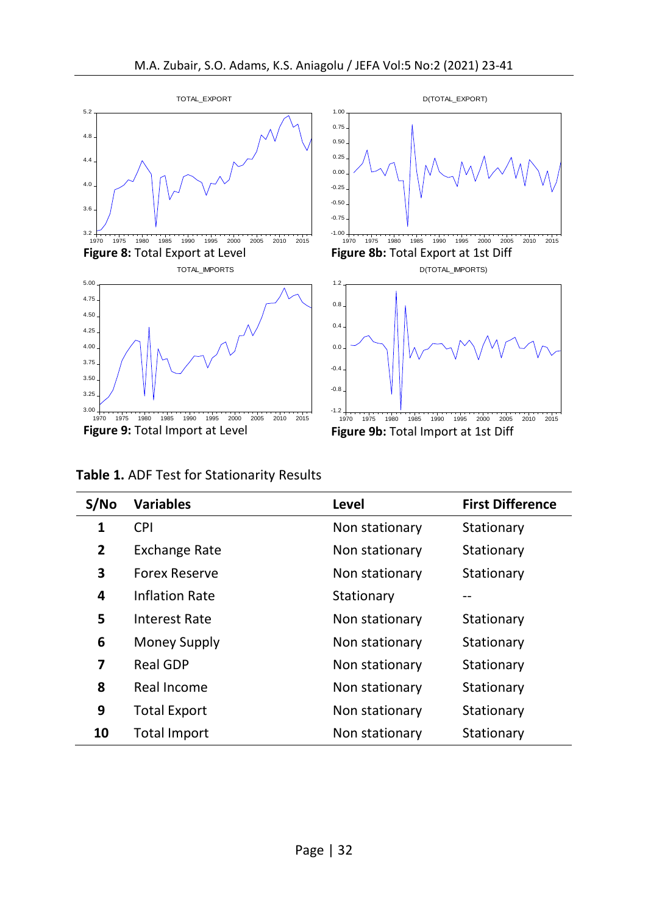**Figure 8:** Total Export at Level

**Figure 8b:** Total Export at 1st Diff

**Figure 9:** Total Import at Level

**Figure 9b:** Total Import at 1st Diff

**Table 1.** ADF Test for Stationarity Results

| S/No | Variables | Level | First Difference |
|---|---|---|---|
| 1 | CPI | Non stationary | Stationary |
| 2 | Exchange Rate | Non stationary | Stationary |
| 3 | Forex Reserve | Non stationary | Stationary |
| 4 | Inflation Rate | Stationary | -- |
| 5 | Interest Rate | Non stationary | Stationary |
| 6 | Money Supply | Non stationary | Stationary |
| 7 | Real GDP | Non stationary | Stationary |
| 8 | Real Income | Non stationary | Stationary |
| 9 | Total Export | Non stationary | Stationary |
| 10 | Total Import | Non stationary | Stationary |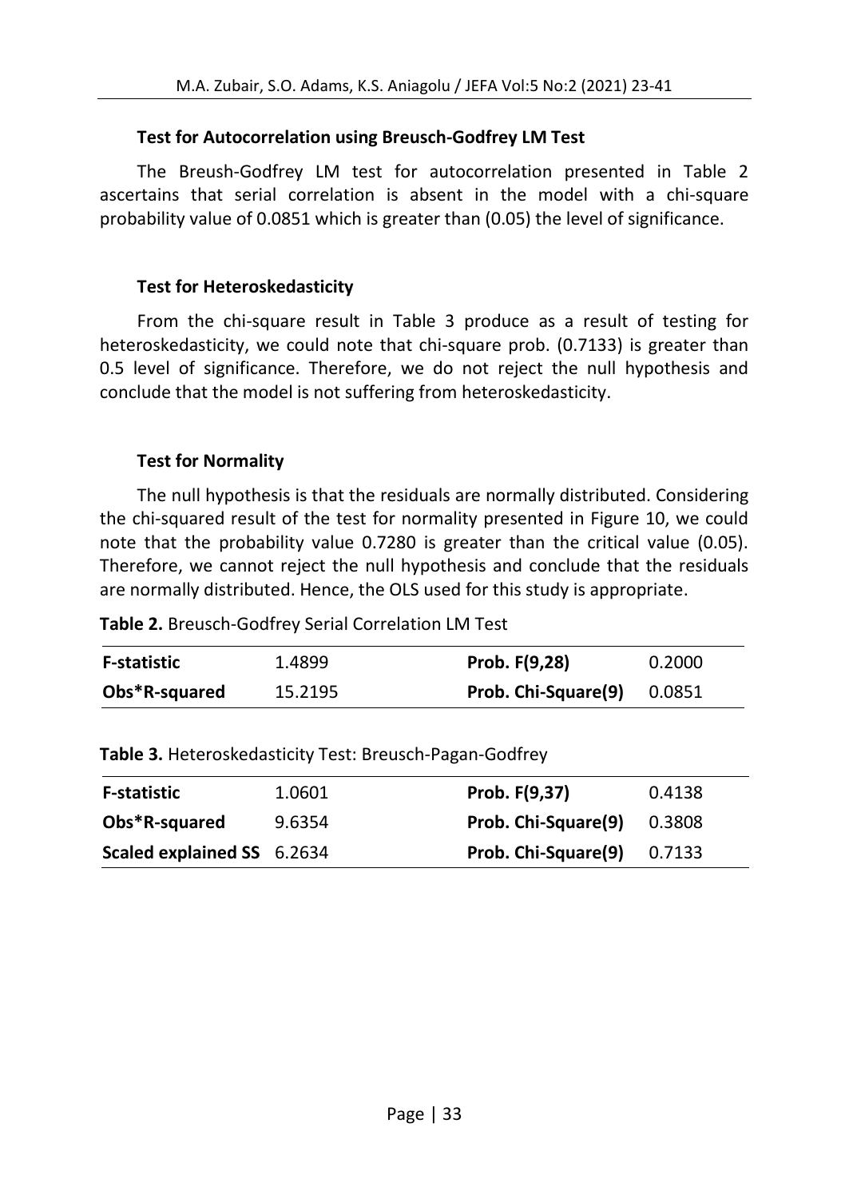### Test for Autocorrelation using Breusch-Godfrey LM Test

The Breush-Godfrey LM test for autocorrelation presented in Table 2 ascertains that serial correlation is absent in the model with a chi-square probability value of 0.0851 which is greater than (0.05) the level of significance.

### Test for Heteroskedasticity

From the chi-square result in Table 3 produce as a result of testing for heteroskedasticity, we could note that chi-square prob. (0.7133) is greater than 0.5 level of significance. Therefore, we do not reject the null hypothesis and conclude that the model is not suffering from heteroskedasticity.

### Test for Normality

The null hypothesis is that the residuals are normally distributed. Considering the chi-squared result of the test for normality presented in Figure 10, we could note that the probability value 0.7280 is greater than the critical value (0.05). Therefore, we cannot reject the null hypothesis and conclude that the residuals are normally distributed. Hence, the OLS used for this study is appropriate.

**Table 2.** Breusch-Godfrey Serial Correlation LM Test

| | | | |
|---|---|---|---|
| **F-statistic** | 1.4899 | **Prob. F(9,28)** | 0.2000 |
| **Obs*R-squared** | 15.2195 | **Prob. Chi-Square(9)** | 0.0851 |

**Table 3.** Heteroskedasticity Test: Breusch-Pagan-Godfrey

| | | | |
|---|---|---|---|
| **F-statistic** | 1.0601 | **Prob. F(9,37)** | 0.4138 |
| **Obs*R-squared** | 9.6354 | **Prob. Chi-Square(9)** | 0.3808 |
| **Scaled explained SS** | 6.2634 | **Prob. Chi-Square(9)** | 0.7133 |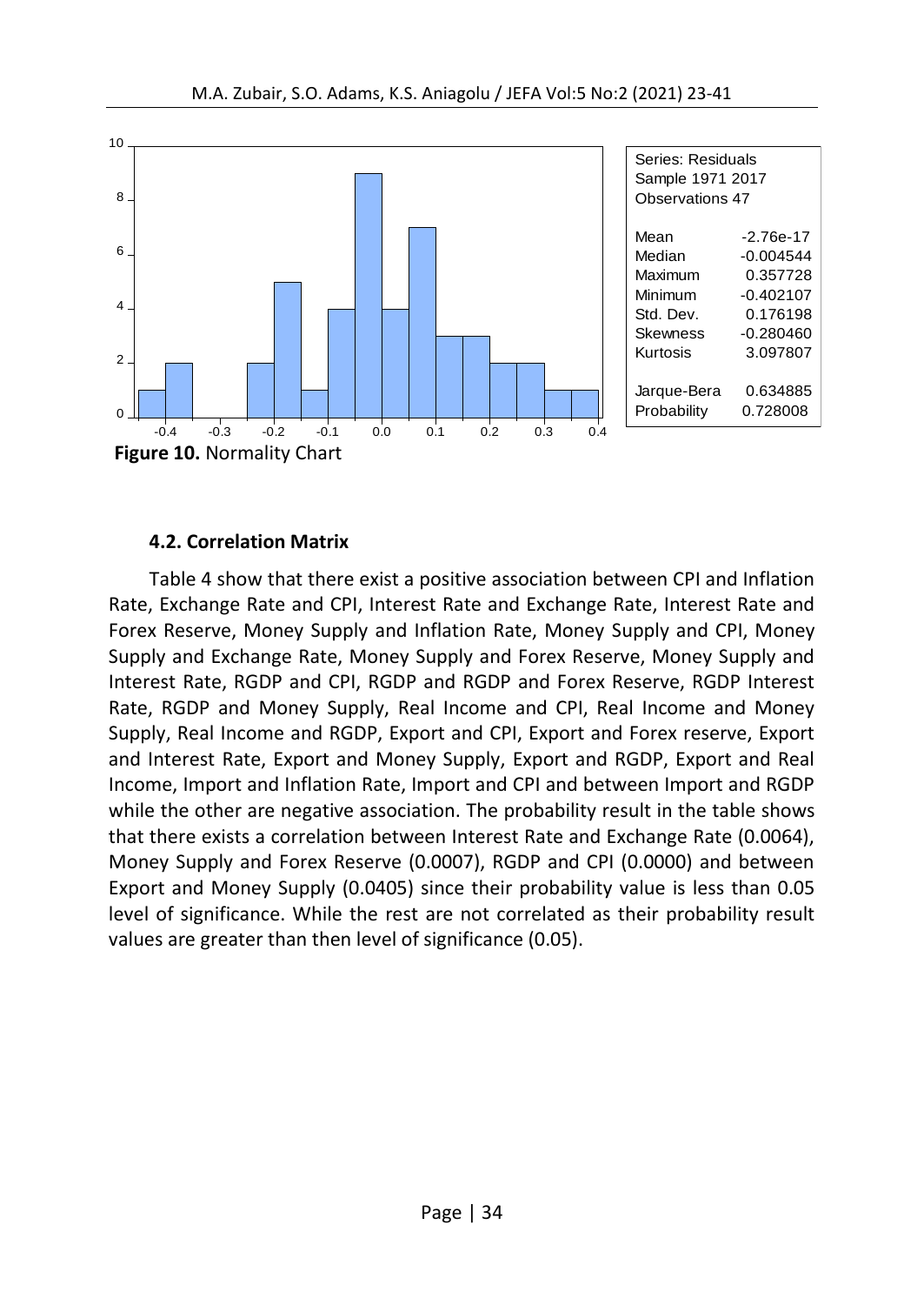| Series: Residuals | |
|---|---|
| Sample 1971 2017 | |
| Observations 47 | |
| Mean | -2.76e-17 |
| Median | -0.004544 |
| Maximum | 0.357728 |
| Minimum | -0.402107 |
| Std. Dev. | 0.176198 |
| Skewness | -0.280460 |
| Kurtosis | 3.097807 |
| Jarque-Bera | 0.634885 |
| Probability | 0.728008 |

**Figure 10.** Normality Chart

### 4.2. Correlation Matrix

Table 4 show that there exist a positive association between CPI and Inflation Rate, Exchange Rate and CPI, Interest Rate and Exchange Rate, Interest Rate and Forex Reserve, Money Supply and Inflation Rate, Money Supply and CPI, Money Supply and Exchange Rate, Money Supply and Forex Reserve, Money Supply and Interest Rate, RGDP and CPI, RGDP and RGDP and Forex Reserve, RGDP Interest Rate, RGDP and Money Supply, Real Income and CPI, Real Income and Money Supply, Real Income and RGDP, Export and CPI, Export and Forex reserve, Export and Interest Rate, Export and Money Supply, Export and RGDP, Export and Real Income, Import and Inflation Rate, Import and CPI and between Import and RGDP while the other are negative association. The probability result in the table shows that there exists a correlation between Interest Rate and Exchange Rate (0.0064), Money Supply and Forex Reserve (0.0007), RGDP and CPI (0.0000) and between Export and Money Supply (0.0405) since their probability value is less than 0.05 level of significance. While the rest are not correlated as their probability result values are greater than then level of significance (0.05).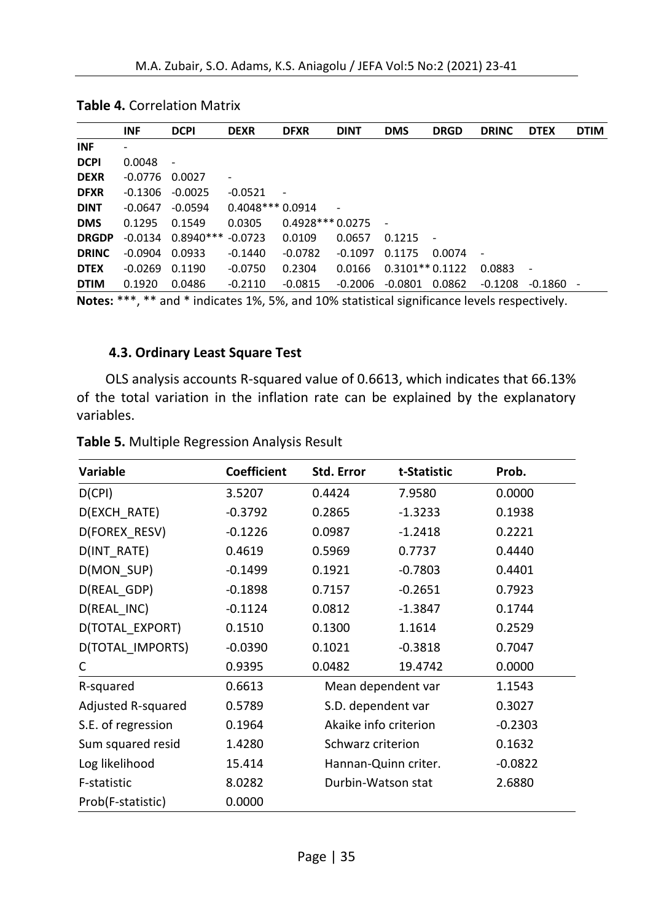**Table 4.** Correlation Matrix

| | INF | DCPI | DEXR | DFXR | DINT | DMS | DRGD | DRINC | DTEX | DTIM |
|---|---|---|---|---|---|---|---|---|---|---|
| **INF** | - | | | | | | | | | |
| **DCPI** | 0.0048 | - | | | | | | | | |
| **DEXR** | -0.0776 | 0.0027 | - | | | | | | | |
| **DFXR** | -0.1306 | -0.0025 | -0.0521 | - | | | | | | |
| **DINT** | -0.0647 | -0.0594 | 0.4048*** | 0.0914 | - | | | | | |
| **DMS** | 0.1295 | 0.1549 | 0.0305 | 0.4928*** | 0.0275 | - | | | | |
| **DRGDP** | -0.0134 | 0.8940*** | -0.0723 | 0.0109 | 0.0657 | 0.1215 | - | | | |
| **DRINC** | -0.0904 | 0.0933 | -0.1440 | -0.0782 | -0.1097 | 0.1175 | 0.0074 | - | | |
| **DTEX** | -0.0269 | 0.1190 | -0.0750 | 0.2304 | 0.0166 | 0.3101** | 0.1122 | 0.0883 | - | |
| **DTIM** | 0.1920 | 0.0486 | -0.2110 | -0.0815 | -0.2006 | -0.0801 | 0.0862 | -0.1208 | -0.1860 | - |

**Notes:** ***, ** and * indicates 1%, 5%, and 10% statistical significance levels respectively.

### 4.3. Ordinary Least Square Test

OLS analysis accounts R-squared value of 0.6613, which indicates that 66.13% of the total variation in the inflation rate can be explained by the explanatory variables.

**Table 5.** Multiple Regression Analysis Result

| Variable | Coefficient | Std. Error | t-Statistic | Prob. |
|---|---|---|---|---|
| D(CPI) | 3.5207 | 0.4424 | 7.9580 | 0.0000 |
| D(EXCH_RATE) | -0.3792 | 0.2865 | -1.3233 | 0.1938 |
| D(FOREX_RESV) | -0.1226 | 0.0987 | -1.2418 | 0.2221 |
| D(INT_RATE) | 0.4619 | 0.5969 | 0.7737 | 0.4440 |
| D(MON_SUP) | -0.1499 | 0.1921 | -0.7803 | 0.4401 |
| D(REAL_GDP) | -0.1898 | 0.7157 | -0.2651 | 0.7923 |
| D(REAL_INC) | -0.1124 | 0.0812 | -1.3847 | 0.1744 |
| D(TOTAL_EXPORT) | 0.1510 | 0.1300 | 1.1614 | 0.2529 |
| D(TOTAL_IMPORTS) | -0.0390 | 0.1021 | -0.3818 | 0.7047 |
| C | 0.9395 | 0.0482 | 19.4742 | 0.0000 |
| R-squared | 0.6613 | Mean dependent var | | 1.1543 |
| Adjusted R-squared | 0.5789 | S.D. dependent var | | 0.3027 |
| S.E. of regression | 0.1964 | Akaike info criterion | | -0.2303 |
| Sum squared resid | 1.4280 | Schwarz criterion | | 0.1632 |
| Log likelihood | 15.414 | Hannan-Quinn criter. | | -0.0822 |
| F-statistic | 8.0282 | Durbin-Watson stat | | 2.6880 |
| Prob(F-statistic) | 0.0000 | | | |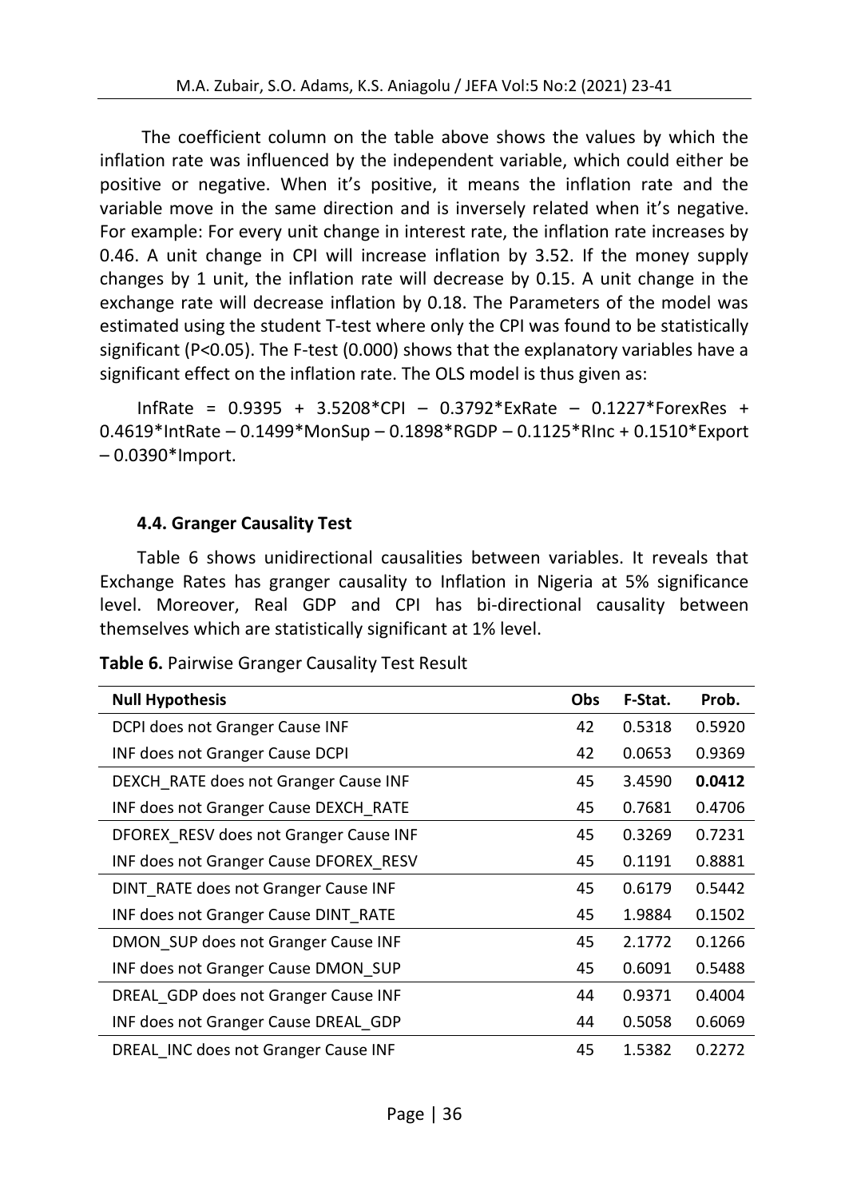The coefficient column on the table above shows the values by which the inflation rate was influenced by the independent variable, which could either be positive or negative. When it's positive, it means the inflation rate and the variable move in the same direction and is inversely related when it's negative. For example: For every unit change in interest rate, the inflation rate increases by 0.46. A unit change in CPI will increase inflation by 3.52. If the money supply changes by 1 unit, the inflation rate will decrease by 0.15. A unit change in the exchange rate will decrease inflation by 0.18. The Parameters of the model was estimated using the student T-test where only the CPI was found to be statistically significant ($P<0.05$). The F-test (0.000) shows that the explanatory variables have a significant effect on the inflation rate. The OLS model is thus given as:

InfRate = 0.9395 + 3.5208*CPI – 0.3792*ExRate – 0.1227*ForexRes + 0.4619*IntRate – 0.1499*MonSup – 0.1898*RGDP – 0.1125*RInc + 0.1510*Export – 0.0390*Import.

### 4.4. Granger Causality Test

Table 6 shows unidirectional causalities between variables. It reveals that Exchange Rates has granger causality to Inflation in Nigeria at 5% significance level. Moreover, Real GDP and CPI has bi-directional causality between themselves which are statistically significant at 1% level.

**Table 6.** Pairwise Granger Causality Test Result

| Null Hypothesis | Obs | F-Stat. | Prob. |
|---|---|---|---|
| DCPI does not Granger Cause INF | 42 | 0.5318 | 0.5920 |
| INF does not Granger Cause DCPI | 42 | 0.0653 | 0.9369 |
| DEXCH_RATE does not Granger Cause INF | 45 | 3.4590 | **0.0412** |
| INF does not Granger Cause DEXCH_RATE | 45 | 0.7681 | 0.4706 |
| DFOREX_RESV does not Granger Cause INF | 45 | 0.3269 | 0.7231 |
| INF does not Granger Cause DFOREX_RESV | 45 | 0.1191 | 0.8881 |
| DINT_RATE does not Granger Cause INF | 45 | 0.6179 | 0.5442 |
| INF does not Granger Cause DINT_RATE | 45 | 1.9884 | 0.1502 |
| DMON_SUP does not Granger Cause INF | 45 | 2.1772 | 0.1266 |
| INF does not Granger Cause DMON_SUP | 45 | 0.6091 | 0.5488 |
| DREAL_GDP does not Granger Cause INF | 44 | 0.9371 | 0.4004 |
| INF does not Granger Cause DREAL_GDP | 44 | 0.5058 | 0.6069 |
| DREAL_INC does not Granger Cause INF | 45 | 1.5382 | 0.2272 |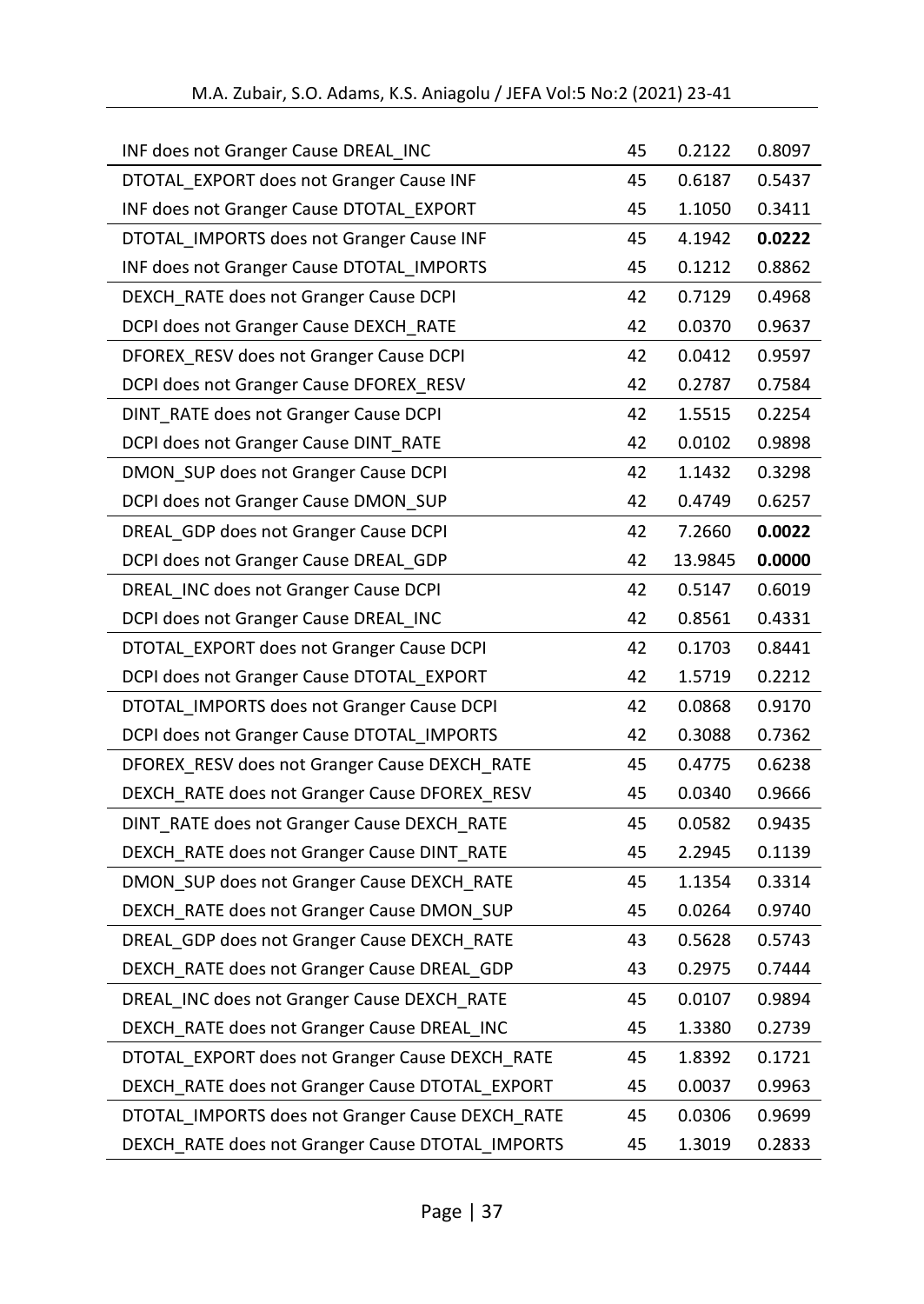| | | | |
|---|---|---|---|
| INF does not Granger Cause DREAL_INC | 45 | 0.2122 | 0.8097 |
| DTOTAL_EXPORT does not Granger Cause INF | 45 | 0.6187 | 0.5437 |
| INF does not Granger Cause DTOTAL_EXPORT | 45 | 1.1050 | 0.3411 |
| DTOTAL_IMPORTS does not Granger Cause INF | 45 | 4.1942 | **0.0222** |
| INF does not Granger Cause DTOTAL_IMPORTS | 45 | 0.1212 | 0.8862 |
| DEXCH_RATE does not Granger Cause DCPI | 42 | 0.7129 | 0.4968 |
| DCPI does not Granger Cause DEXCH_RATE | 42 | 0.0370 | 0.9637 |
| DFOREX_RESV does not Granger Cause DCPI | 42 | 0.0412 | 0.9597 |
| DCPI does not Granger Cause DFOREX_RESV | 42 | 0.2787 | 0.7584 |
| DINT_RATE does not Granger Cause DCPI | 42 | 1.5515 | 0.2254 |
| DCPI does not Granger Cause DINT_RATE | 42 | 0.0102 | 0.9898 |
| DMON_SUP does not Granger Cause DCPI | 42 | 1.1432 | 0.3298 |
| DCPI does not Granger Cause DMON_SUP | 42 | 0.4749 | 0.6257 |
| DREAL_GDP does not Granger Cause DCPI | 42 | 7.2660 | **0.0022** |
| DCPI does not Granger Cause DREAL_GDP | 42 | 13.9845 | **0.0000** |
| DREAL_INC does not Granger Cause DCPI | 42 | 0.5147 | 0.6019 |
| DCPI does not Granger Cause DREAL_INC | 42 | 0.8561 | 0.4331 |
| DTOTAL_EXPORT does not Granger Cause DCPI | 42 | 0.1703 | 0.8441 |
| DCPI does not Granger Cause DTOTAL_EXPORT | 42 | 1.5719 | 0.2212 |
| DTOTAL_IMPORTS does not Granger Cause DCPI | 42 | 0.0868 | 0.9170 |
| DCPI does not Granger Cause DTOTAL_IMPORTS | 42 | 0.3088 | 0.7362 |
| DFOREX_RESV does not Granger Cause DEXCH_RATE | 45 | 0.4775 | 0.6238 |
| DEXCH_RATE does not Granger Cause DFOREX_RESV | 45 | 0.0340 | 0.9666 |
| DINT_RATE does not Granger Cause DEXCH_RATE | 45 | 0.0582 | 0.9435 |
| DEXCH_RATE does not Granger Cause DINT_RATE | 45 | 2.2945 | 0.1139 |
| DMON_SUP does not Granger Cause DEXCH_RATE | 45 | 1.1354 | 0.3314 |
| DEXCH_RATE does not Granger Cause DMON_SUP | 45 | 0.0264 | 0.9740 |
| DREAL_GDP does not Granger Cause DEXCH_RATE | 43 | 0.5628 | 0.5743 |
| DEXCH_RATE does not Granger Cause DREAL_GDP | 43 | 0.2975 | 0.7444 |
| DREAL_INC does not Granger Cause DEXCH_RATE | 45 | 0.0107 | 0.9894 |
| DEXCH_RATE does not Granger Cause DREAL_INC | 45 | 1.3380 | 0.2739 |
| DTOTAL_EXPORT does not Granger Cause DEXCH_RATE | 45 | 1.8392 | 0.1721 |
| DEXCH_RATE does not Granger Cause DTOTAL_EXPORT | 45 | 0.0037 | 0.9963 |
| DTOTAL_IMPORTS does not Granger Cause DEXCH_RATE | 45 | 0.0306 | 0.9699 |
| DEXCH_RATE does not Granger Cause DTOTAL_IMPORTS | 45 | 1.3019 | 0.2833 |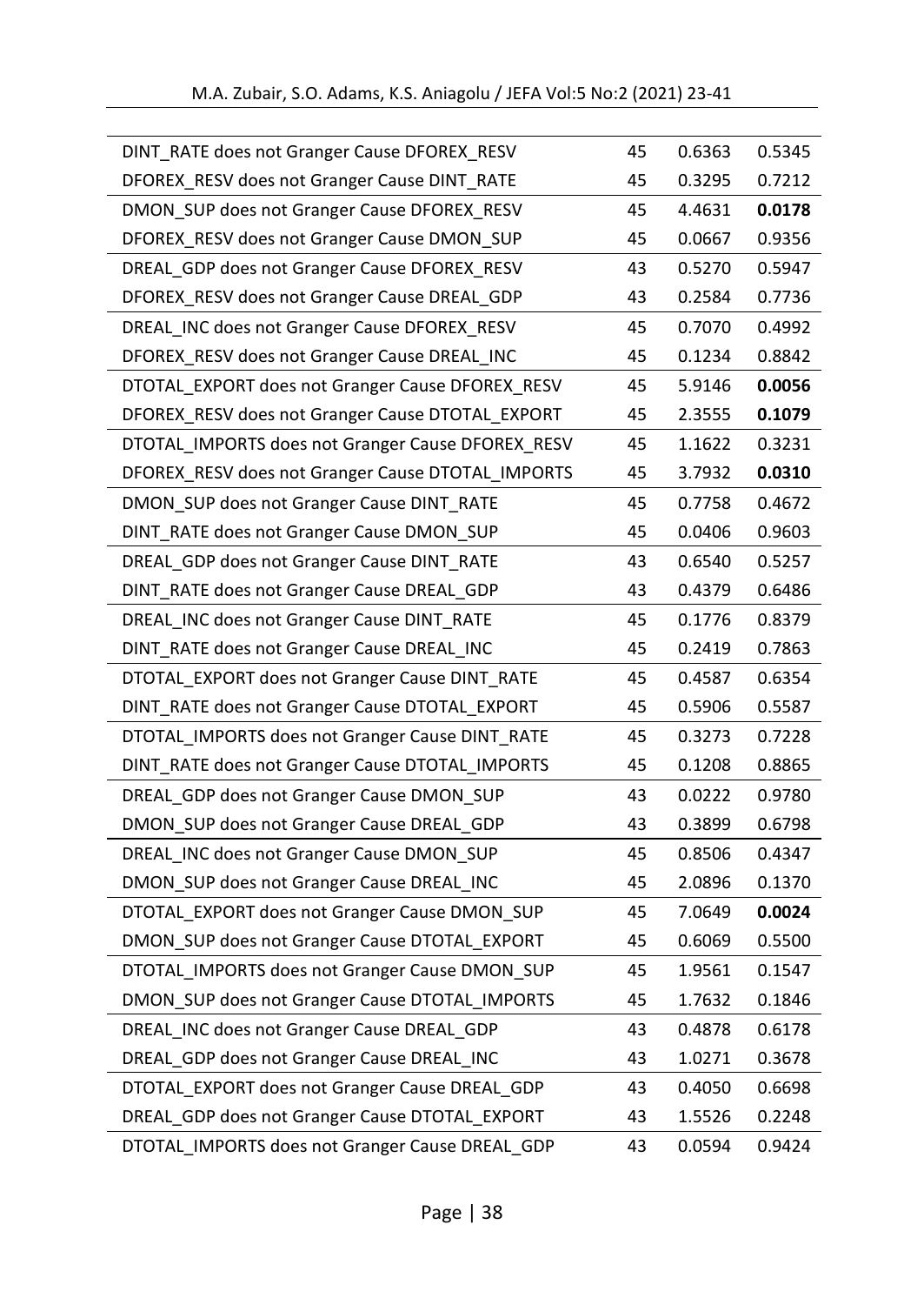| | | | |
|---|---|---|---|
| DINT_RATE does not Granger Cause DFOREX_RESV | 45 | 0.6363 | 0.5345 |
| DFOREX_RESV does not Granger Cause DINT_RATE | 45 | 0.3295 | 0.7212 |
| DMON_SUP does not Granger Cause DFOREX_RESV | 45 | 4.4631 | **0.0178** |
| DFOREX_RESV does not Granger Cause DMON_SUP | 45 | 0.0667 | 0.9356 |
| DREAL_GDP does not Granger Cause DFOREX_RESV | 43 | 0.5270 | 0.5947 |
| DFOREX_RESV does not Granger Cause DREAL_GDP | 43 | 0.2584 | 0.7736 |
| DREAL_INC does not Granger Cause DFOREX_RESV | 45 | 0.7070 | 0.4992 |
| DFOREX_RESV does not Granger Cause DREAL_INC | 45 | 0.1234 | 0.8842 |
| DTOTAL_EXPORT does not Granger Cause DFOREX_RESV | 45 | 5.9146 | **0.0056** |
| DFOREX_RESV does not Granger Cause DTOTAL_EXPORT | 45 | 2.3555 | **0.1079** |
| DTOTAL_IMPORTS does not Granger Cause DFOREX_RESV | 45 | 1.1622 | 0.3231 |
| DFOREX_RESV does not Granger Cause DTOTAL_IMPORTS | 45 | 3.7932 | **0.0310** |
| DMON_SUP does not Granger Cause DINT_RATE | 45 | 0.7758 | 0.4672 |
| DINT_RATE does not Granger Cause DMON_SUP | 45 | 0.0406 | 0.9603 |
| DREAL_GDP does not Granger Cause DINT_RATE | 43 | 0.6540 | 0.5257 |
| DINT_RATE does not Granger Cause DREAL_GDP | 43 | 0.4379 | 0.6486 |
| DREAL_INC does not Granger Cause DINT_RATE | 45 | 0.1776 | 0.8379 |
| DINT_RATE does not Granger Cause DREAL_INC | 45 | 0.2419 | 0.7863 |
| DTOTAL_EXPORT does not Granger Cause DINT_RATE | 45 | 0.4587 | 0.6354 |
| DINT_RATE does not Granger Cause DTOTAL_EXPORT | 45 | 0.5906 | 0.5587 |
| DTOTAL_IMPORTS does not Granger Cause DINT_RATE | 45 | 0.3273 | 0.7228 |
| DINT_RATE does not Granger Cause DTOTAL_IMPORTS | 45 | 0.1208 | 0.8865 |
| DREAL_GDP does not Granger Cause DMON_SUP | 43 | 0.0222 | 0.9780 |
| DMON_SUP does not Granger Cause DREAL_GDP | 43 | 0.3899 | 0.6798 |
| DREAL_INC does not Granger Cause DMON_SUP | 45 | 0.8506 | 0.4347 |
| DMON_SUP does not Granger Cause DREAL_INC | 45 | 2.0896 | 0.1370 |
| DTOTAL_EXPORT does not Granger Cause DMON_SUP | 45 | 7.0649 | **0.0024** |
| DMON_SUP does not Granger Cause DTOTAL_EXPORT | 45 | 0.6069 | 0.5500 |
| DTOTAL_IMPORTS does not Granger Cause DMON_SUP | 45 | 1.9561 | 0.1547 |
| DMON_SUP does not Granger Cause DTOTAL_IMPORTS | 45 | 1.7632 | 0.1846 |
| DREAL_INC does not Granger Cause DREAL_GDP | 43 | 0.4878 | 0.6178 |
| DREAL_GDP does not Granger Cause DREAL_INC | 43 | 1.0271 | 0.3678 |
| DTOTAL_EXPORT does not Granger Cause DREAL_GDP | 43 | 0.4050 | 0.6698 |
| DREAL_GDP does not Granger Cause DTOTAL_EXPORT | 43 | 1.5526 | 0.2248 |
| DTOTAL_IMPORTS does not Granger Cause DREAL_GDP | 43 | 0.0594 | 0.9424 |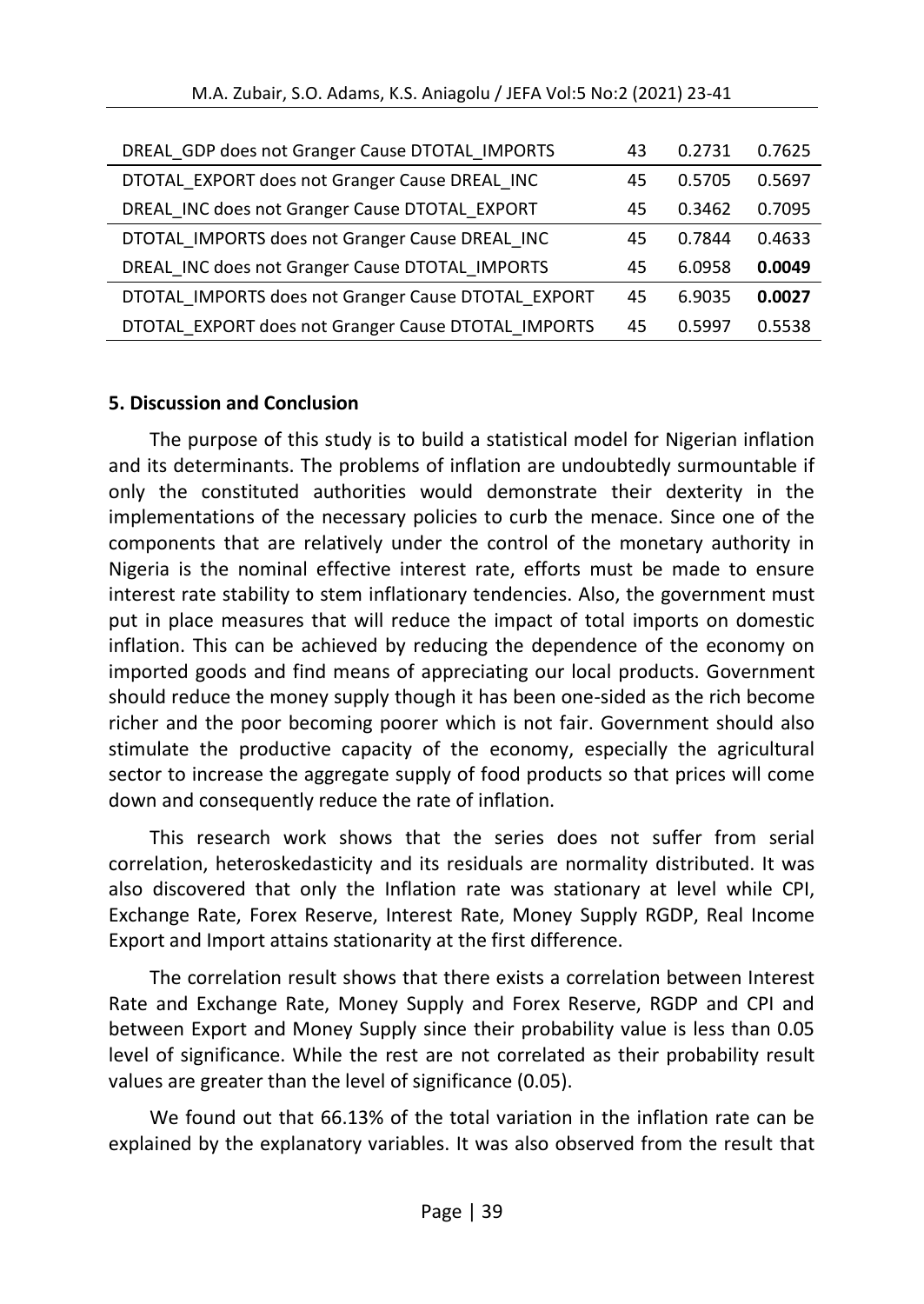| | | | |
|---|---|---|---|
| DREAL_GDP does not Granger Cause DTOTAL_IMPORTS | 43 | 0.2731 | 0.7625 |
| DTOTAL_EXPORT does not Granger Cause DREAL_INC | 45 | 0.5705 | 0.5697 |
| DREAL_INC does not Granger Cause DTOTAL_EXPORT | 45 | 0.3462 | 0.7095 |
| DTOTAL_IMPORTS does not Granger Cause DREAL_INC | 45 | 0.7844 | 0.4633 |
| DREAL_INC does not Granger Cause DTOTAL_IMPORTS | 45 | 6.0958 | **0.0049** |
| DTOTAL_IMPORTS does not Granger Cause DTOTAL_EXPORT | 45 | 6.9035 | **0.0027** |
| DTOTAL_EXPORT does not Granger Cause DTOTAL_IMPORTS | 45 | 0.5997 | 0.5538 |

## 5. Discussion and Conclusion

The purpose of this study is to build a statistical model for Nigerian inflation and its determinants. The problems of inflation are undoubtedly surmountable if only the constituted authorities would demonstrate their dexterity in the implementations of the necessary policies to curb the menace. Since one of the components that are relatively under the control of the monetary authority in Nigeria is the nominal effective interest rate, efforts must be made to ensure interest rate stability to stem inflationary tendencies. Also, the government must put in place measures that will reduce the impact of total imports on domestic inflation. This can be achieved by reducing the dependence of the economy on imported goods and find means of appreciating our local products. Government should reduce the money supply though it has been one-sided as the rich become richer and the poor becoming poorer which is not fair. Government should also stimulate the productive capacity of the economy, especially the agricultural sector to increase the aggregate supply of food products so that prices will come down and consequently reduce the rate of inflation.

This research work shows that the series does not suffer from serial correlation, heteroskedasticity and its residuals are normality distributed. It was also discovered that only the Inflation rate was stationary at level while CPI, Exchange Rate, Forex Reserve, Interest Rate, Money Supply RGDP, Real Income Export and Import attains stationarity at the first difference.

The correlation result shows that there exists a correlation between Interest Rate and Exchange Rate, Money Supply and Forex Reserve, RGDP and CPI and between Export and Money Supply since their probability value is less than 0.05 level of significance. While the rest are not correlated as their probability result values are greater than the level of significance (0.05).

We found out that 66.13% of the total variation in the inflation rate can be explained by the explanatory variables. It was also observed from the result that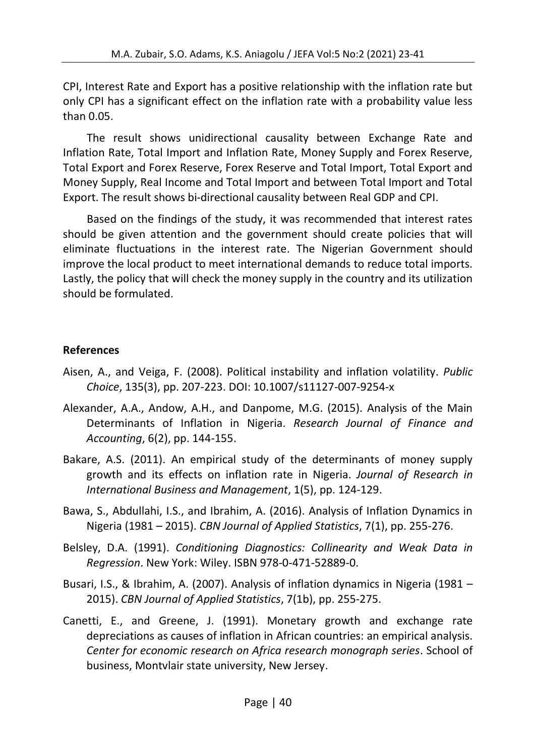CPI, Interest Rate and Export has a positive relationship with the inflation rate but only CPI has a significant effect on the inflation rate with a probability value less than 0.05.

The result shows unidirectional causality between Exchange Rate and Inflation Rate, Total Import and Inflation Rate, Money Supply and Forex Reserve, Total Export and Forex Reserve, Forex Reserve and Total Import, Total Export and Money Supply, Real Income and Total Import and between Total Import and Total Export. The result shows bi-directional causality between Real GDP and CPI.

Based on the findings of the study, it was recommended that interest rates should be given attention and the government should create policies that will eliminate fluctuations in the interest rate. The Nigerian Government should improve the local product to meet international demands to reduce total imports. Lastly, the policy that will check the money supply in the country and its utilization should be formulated.

## References

Aisen, A., and Veiga, F. (2008). Political instability and inflation volatility. *Public Choice*, 135(3), pp. 207-223. DOI: 10.1007/s11127-007-9254-x

Alexander, A.A., Andow, A.H., and Danpome, M.G. (2015). Analysis of the Main Determinants of Inflation in Nigeria. *Research Journal of Finance and Accounting*, 6(2), pp. 144-155.

Bakare, A.S. (2011). An empirical study of the determinants of money supply growth and its effects on inflation rate in Nigeria. *Journal of Research in International Business and Management*, 1(5), pp. 124-129.

Bawa, S., Abdullahi, I.S., and Ibrahim, A. (2016). Analysis of Inflation Dynamics in Nigeria (1981 – 2015). *CBN Journal of Applied Statistics*, 7(1), pp. 255-276.

Belsley, D.A. (1991). *Conditioning Diagnostics: Collinearity and Weak Data in Regression*. New York: Wiley. ISBN 978-0-471-52889-0.

Busari, I.S., & Ibrahim, A. (2007). Analysis of inflation dynamics in Nigeria (1981 – 2015). *CBN Journal of Applied Statistics*, 7(1b), pp. 255-275.

Canetti, E., and Greene, J. (1991). Monetary growth and exchange rate depreciations as causes of inflation in African countries: an empirical analysis. *Center for economic research on Africa research monograph series*. School of business, Montvlair state university, New Jersey.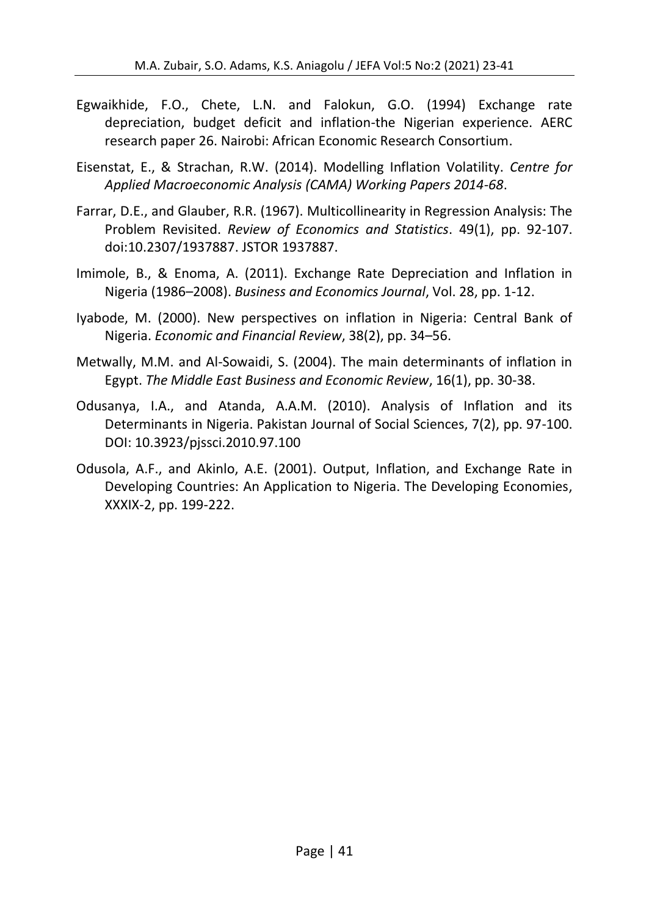Egwaikhide, F.O., Chete, L.N. and Falokun, G.O. (1994) Exchange rate depreciation, budget deficit and inflation-the Nigerian experience. AERC research paper 26. Nairobi: African Economic Research Consortium.

Eisenstat, E., & Strachan, R.W. (2014). Modelling Inflation Volatility. *Centre for Applied Macroeconomic Analysis (CAMA) Working Papers 2014-68*.

Farrar, D.E., and Glauber, R.R. (1967). Multicollinearity in Regression Analysis: The Problem Revisited. *Review of Economics and Statistics*. 49(1), pp. 92-107. doi:10.2307/1937887. JSTOR 1937887.

Imimole, B., & Enoma, A. (2011). Exchange Rate Depreciation and Inflation in Nigeria (1986–2008). *Business and Economics Journal*, Vol. 28, pp. 1-12.

Iyabode, M. (2000). New perspectives on inflation in Nigeria: Central Bank of Nigeria. *Economic and Financial Review*, 38(2), pp. 34–56.

Metwally, M.M. and Al-Sowaidi, S. (2004). The main determinants of inflation in Egypt. *The Middle East Business and Economic Review*, 16(1), pp. 30-38.

Odusanya, I.A., and Atanda, A.A.M. (2010). Analysis of Inflation and its Determinants in Nigeria. Pakistan Journal of Social Sciences, 7(2), pp. 97-100. DOI: 10.3923/pjssci.2010.97.100

Odusola, A.F., and Akinlo, A.E. (2001). Output, Inflation, and Exchange Rate in Developing Countries: An Application to Nigeria. The Developing Economies, XXXIX-2, pp. 199-222.